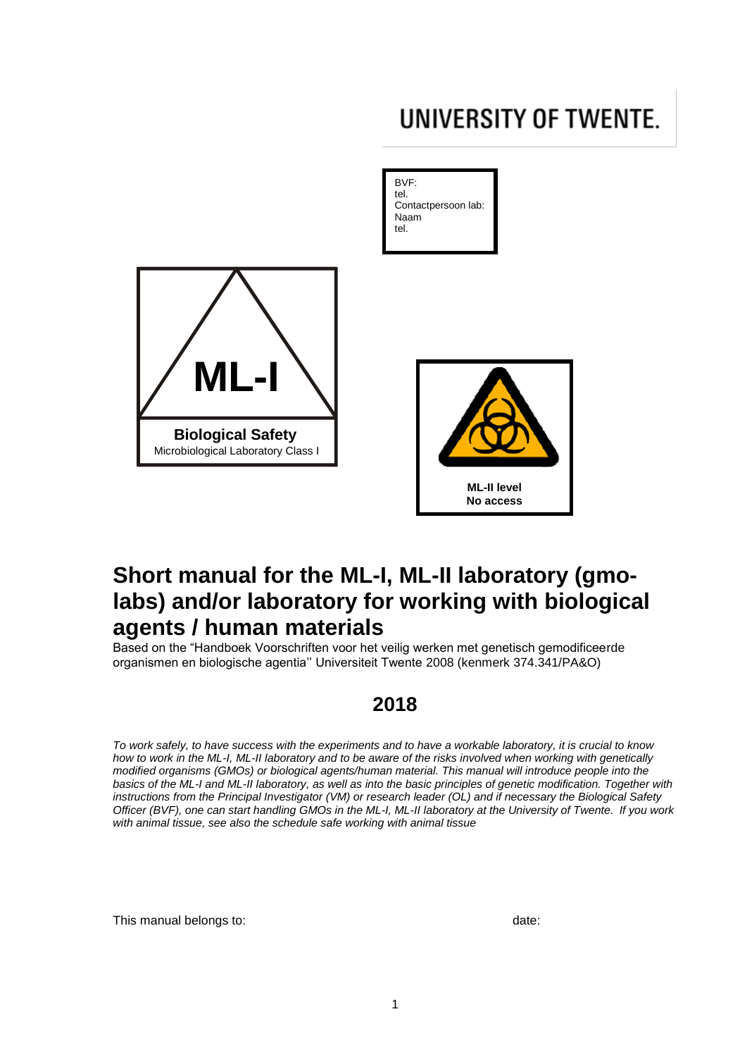UNIVERSITY OF TWENTE.

BVF:
tel.
Contactpersoon lab:
Naam
tel.

**ML-I**

**Biological Safety**
Microbiological Laboratory Class I

**ML-II level**
**No access**

# Short manual for the ML-I, ML-II laboratory (gmo-labs) and/or laboratory for working with biological agents / human materials

Based on the "Handboek Voorschriften voor het veilig werken met genetisch gemodificeerde organismen en biologische agentia'' Universiteit Twente 2008 (kenmerk 374.341/PA&O)

## 2018

*To work safely, to have success with the experiments and to have a workable laboratory, it is crucial to know how to work in the ML-I, ML-II laboratory and to be aware of the risks involved when working with genetically modified organisms (GMOs) or biological agents/human material. This manual will introduce people into the basics of the ML-I and ML-II laboratory, as well as into the basic principles of genetic modification. Together with instructions from the Principal Investigator (VM) or research leader (OL) and if necessary the Biological Safety Officer (BVF), one can start handling GMOs in the ML-I, ML-II laboratory at the University of Twente. If you work with animal tissue, see also the schedule safe working with animal tissue*

This manual belongs to: date: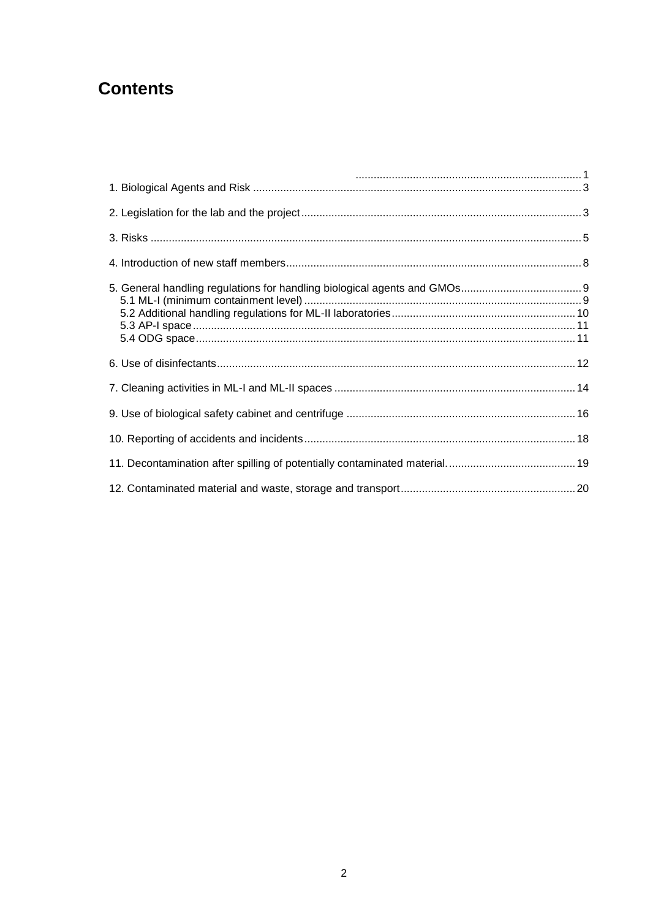# Contents

......................................................................... 1

1. Biological Agents and Risk ........................................................................................................ 3

2. Legislation for the lab and the project ......................................................................................... 3

3. Risks ............................................................................................................................................ 5

4. Introduction of new staff members ................................................................................................ 8

5. General handling regulations for handling biological agents and GMOs ....................................... 9
   - 5.1 ML-I (minimum containment level) ............................................................................................ 9
   - 5.2 Additional handling regulations for ML-II laboratories ............................................................. 10
   - 5.3 AP-I space ............................................................................................................................. 11
   - 5.4 ODG space ............................................................................................................................ 11

6. Use of disinfectants ..................................................................................................................... 12

7. Cleaning activities in ML-I and ML-II spaces ............................................................................... 14

9. Use of biological safety cabinet and centrifuge ............................................................................ 16

10. Reporting of accidents and incidents ......................................................................................... 18

11. Decontamination after spilling of potentially contaminated material. .......................................... 19

12. Contaminated material and waste, storage and transport .......................................................... 20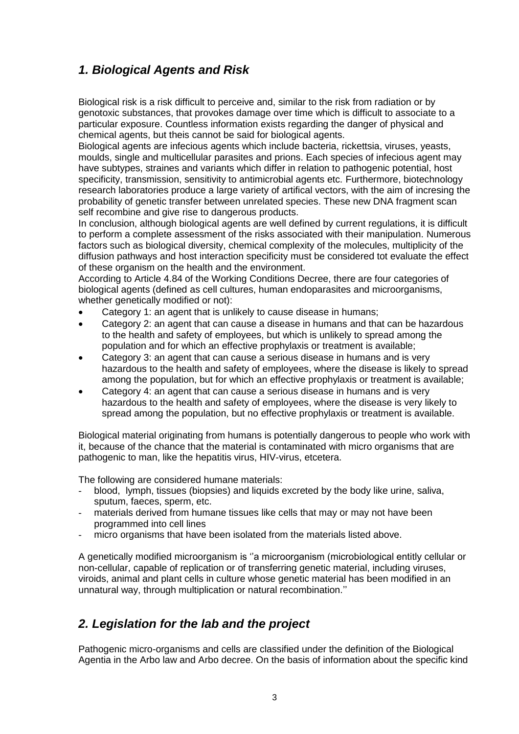## *1. Biological Agents and Risk*

Biological risk is a risk difficult to perceive and, similar to the risk from radiation or by genotoxic substances, that provokes damage over time which is difficult to associate to a particular exposure. Countless information exists regarding the danger of physical and chemical agents, but theis cannot be said for biological agents.
Biological agents are infecious agents which include bacteria, rickettsia, viruses, yeasts, moulds, single and multicellular parasites and prions. Each species of infecious agent may have subtypes, straines and variants which differ in relation to pathogenic potential, host specificity, transmission, sensitivity to antimicrobial agents etc. Furthermore, biotechnology research laboratories produce a large variety of artifical vectors, with the aim of incresing the probability of genetic transfer between unrelated species. These new DNA fragment scan self recombine and give rise to dangerous products.
In conclusion, although biological agents are well defined by current regulations, it is difficult to perform a complete assessment of the risks associated with their manipulation. Numerous factors such as biological diversity, chemical complexity of the molecules, multiplicity of the diffusion pathways and host interaction specificity must be considered tot evaluate the effect of these organism on the health and the environment.
According to Article 4.84 of the Working Conditions Decree, there are four categories of biological agents (defined as cell cultures, human endoparasites and microorganisms, whether genetically modified or not):

- Category 1: an agent that is unlikely to cause disease in humans;
- Category 2: an agent that can cause a disease in humans and that can be hazardous to the health and safety of employees, but which is unlikely to spread among the population and for which an effective prophylaxis or treatment is available;
- Category 3: an agent that can cause a serious disease in humans and is very hazardous to the health and safety of employees, where the disease is likely to spread among the population, but for which an effective prophylaxis or treatment is available;
- Category 4: an agent that can cause a serious disease in humans and is very hazardous to the health and safety of employees, where the disease is very likely to spread among the population, but no effective prophylaxis or treatment is available.

Biological material originating from humans is potentially dangerous to people who work with it, because of the chance that the material is contaminated with micro organisms that are pathogenic to man, like the hepatitis virus, HIV-virus, etcetera.

The following are considered humane materials:

- blood, lymph, tissues (biopsies) and liquids excreted by the body like urine, saliva, sputum, faeces, sperm, etc.
- materials derived from humane tissues like cells that may or may not have been programmed into cell lines
- micro organisms that have been isolated from the materials listed above.

A genetically modified microorganism is ''a microorganism (microbiological entitly cellular or non-cellular, capable of replication or of transferring genetic material, including viruses, viroids, animal and plant cells in culture whose genetic material has been modified in an unnatural way, through multiplication or natural recombination.''

## *2. Legislation for the lab and the project*

Pathogenic micro-organisms and cells are classified under the definition of the Biological Agentia in the Arbo law and Arbo decree. On the basis of information about the specific kind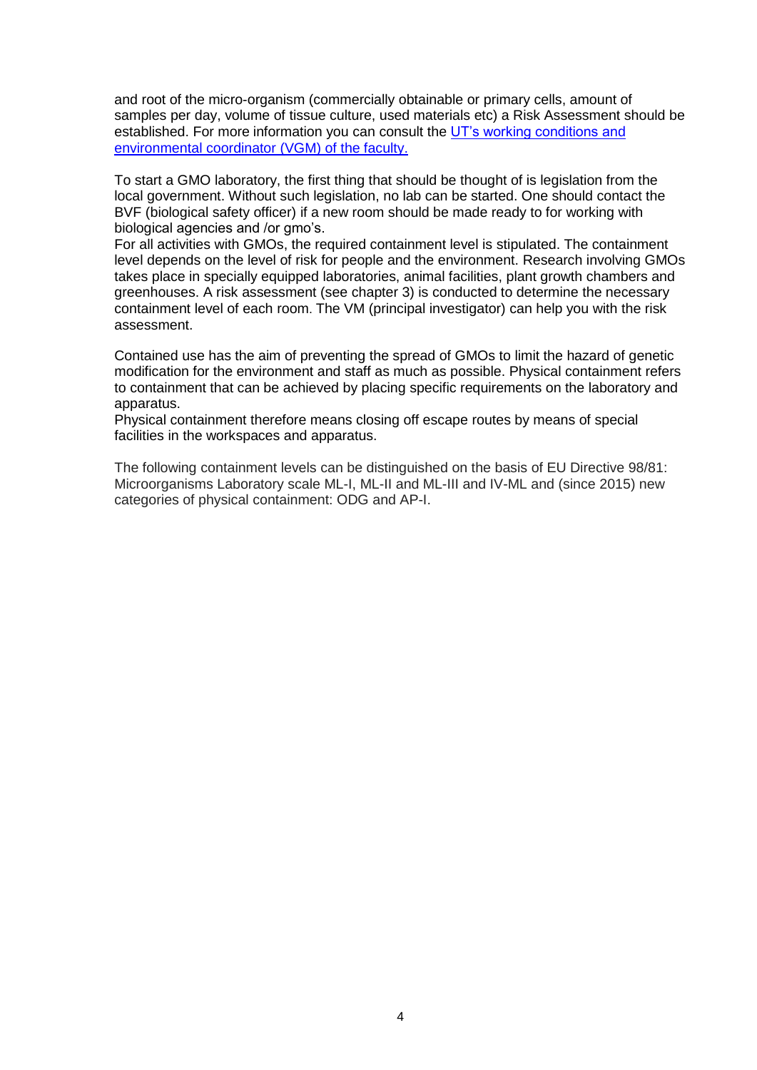and root of the micro-organism (commercially obtainable or primary cells, amount of samples per day, volume of tissue culture, used materials etc) a Risk Assessment should be established. For more information you can consult the [UT's working conditions and environmental coordinator (VGM) of the faculty.]

To start a GMO laboratory, the first thing that should be thought of is legislation from the local government. Without such legislation, no lab can be started. One should contact the BVF (biological safety officer) if a new room should be made ready to for working with biological agencies and /or gmo's.
For all activities with GMOs, the required containment level is stipulated. The containment level depends on the level of risk for people and the environment. Research involving GMOs takes place in specially equipped laboratories, animal facilities, plant growth chambers and greenhouses. A risk assessment (see chapter 3) is conducted to determine the necessary containment level of each room. The VM (principal investigator) can help you with the risk assessment.

Contained use has the aim of preventing the spread of GMOs to limit the hazard of genetic modification for the environment and staff as much as possible. Physical containment refers to containment that can be achieved by placing specific requirements on the laboratory and apparatus.
Physical containment therefore means closing off escape routes by means of special facilities in the workspaces and apparatus.

The following containment levels can be distinguished on the basis of EU Directive 98/81: Microorganisms Laboratory scale ML-I, ML-II and ML-III and IV-ML and (since 2015) new categories of physical containment: ODG and AP-I.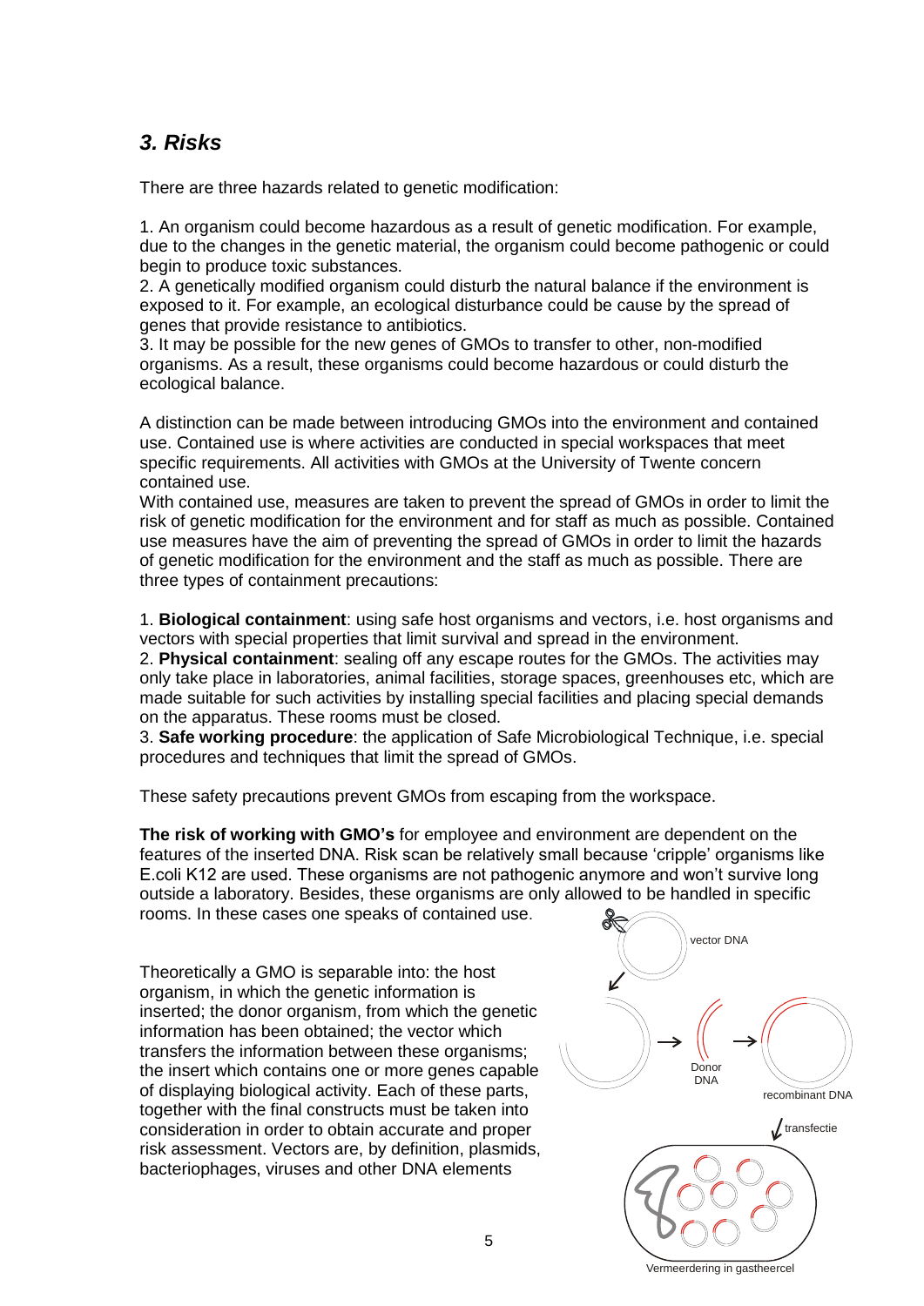## *3. Risks*

There are three hazards related to genetic modification:

1. An organism could become hazardous as a result of genetic modification. For example, due to the changes in the genetic material, the organism could become pathogenic or could begin to produce toxic substances.
2. A genetically modified organism could disturb the natural balance if the environment is exposed to it. For example, an ecological disturbance could be cause by the spread of genes that provide resistance to antibiotics.
3. It may be possible for the new genes of GMOs to transfer to other, non-modified organisms. As a result, these organisms could become hazardous or could disturb the ecological balance.

A distinction can be made between introducing GMOs into the environment and contained use. Contained use is where activities are conducted in special workspaces that meet specific requirements. All activities with GMOs at the University of Twente concern contained use.
With contained use, measures are taken to prevent the spread of GMOs in order to limit the risk of genetic modification for the environment and for staff as much as possible. Contained use measures have the aim of preventing the spread of GMOs in order to limit the hazards of genetic modification for the environment and the staff as much as possible. There are three types of containment precautions:

1. **Biological containment**: using safe host organisms and vectors, i.e. host organisms and vectors with special properties that limit survival and spread in the environment.
2. **Physical containment**: sealing off any escape routes for the GMOs. The activities may only take place in laboratories, animal facilities, storage spaces, greenhouses etc, which are made suitable for such activities by installing special facilities and placing special demands on the apparatus. These rooms must be closed.
3. **Safe working procedure**: the application of Safe Microbiological Technique, i.e. special procedures and techniques that limit the spread of GMOs.

These safety precautions prevent GMOs from escaping from the workspace.

**The risk of working with GMO's** for employee and environment are dependent on the features of the inserted DNA. Risk scan be relatively small because 'cripple' organisms like E.coli K12 are used. These organisms are not pathogenic anymore and won't survive long outside a laboratory. Besides, these organisms are only allowed to be handled in specific rooms. In these cases one speaks of contained use.

Theoretically a GMO is separable into: the host organism, in which the genetic information is inserted; the donor organism, from which the genetic information has been obtained; the vector which transfers the information between these organisms; the insert which contains one or more genes capable of displaying biological activity. Each of these parts, together with the final constructs must be taken into consideration in order to obtain accurate and proper risk assessment. Vectors are, by definition, plasmids, bacteriophages, viruses and other DNA elements

vector DNA

Donor DNA

recombinant DNA

transfectie

Vermeerdering in gastheercel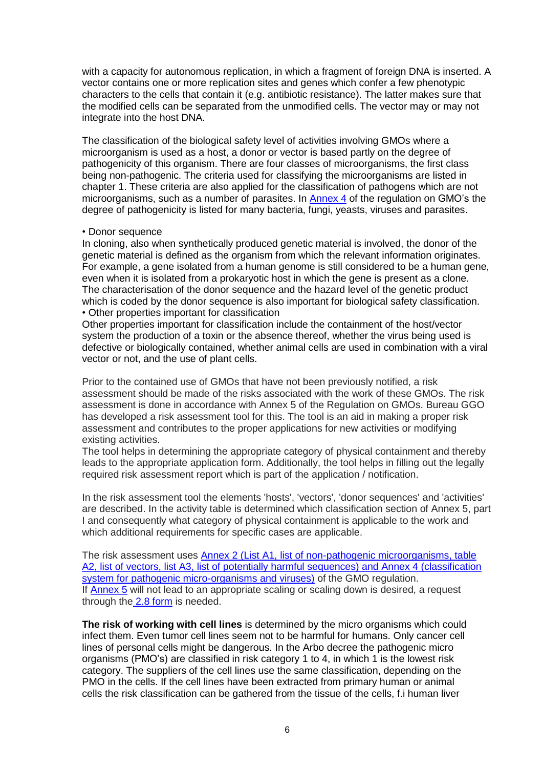with a capacity for autonomous replication, in which a fragment of foreign DNA is inserted. A vector contains one or more replication sites and genes which confer a few phenotypic characters to the cells that contain it (e.g. antibiotic resistance). The latter makes sure that the modified cells can be separated from the unmodified cells. The vector may or may not integrate into the host DNA.

The classification of the biological safety level of activities involving GMOs where a microorganism is used as a host, a donor or vector is based partly on the degree of pathogenicity of this organism. There are four classes of microorganisms, the first class being non-pathogenic. The criteria used for classifying the microorganisms are listed in chapter 1. These criteria are also applied for the classification of pathogens which are not microorganisms, such as a number of parasites. In Annex 4 of the regulation on GMO's the degree of pathogenicity is listed for many bacteria, fungi, yeasts, viruses and parasites.

• Donor sequence
In cloning, also when synthetically produced genetic material is involved, the donor of the genetic material is defined as the organism from which the relevant information originates. For example, a gene isolated from a human genome is still considered to be a human gene, even when it is isolated from a prokaryotic host in which the gene is present as a clone. The characterisation of the donor sequence and the hazard level of the genetic product which is coded by the donor sequence is also important for biological safety classification.
• Other properties important for classification
Other properties important for classification include the containment of the host/vector system the production of a toxin or the absence thereof, whether the virus being used is defective or biologically contained, whether animal cells are used in combination with a viral vector or not, and the use of plant cells.

Prior to the contained use of GMOs that have not been previously notified, a risk assessment should be made of the risks associated with the work of these GMOs. The risk assessment is done in accordance with Annex 5 of the Regulation on GMOs. Bureau GGO has developed a risk assessment tool for this. The tool is an aid in making a proper risk assessment and contributes to the proper applications for new activities or modifying existing activities.
The tool helps in determining the appropriate category of physical containment and thereby leads to the appropriate application form. Additionally, the tool helps in filling out the legally required risk assessment report which is part of the application / notification.

In the risk assessment tool the elements 'hosts', 'vectors', 'donor sequences' and 'activities' are described. In the activity table is determined which classification section of Annex 5, part I and consequently what category of physical containment is applicable to the work and which additional requirements for specific cases are applicable.

The risk assessment uses Annex 2 (List A1, list of non-pathogenic microorganisms, table A2, list of vectors, list A3, list of potentially harmful sequences) and Annex 4 (classification system for pathogenic micro-organisms and viruses) of the GMO regulation.
If Annex 5 will not lead to an appropriate scaling or scaling down is desired, a request through the 2.8 form is needed.

**The risk of working with cell lines** is determined by the micro organisms which could infect them. Even tumor cell lines seem not to be harmful for humans. Only cancer cell lines of personal cells might be dangerous. In the Arbo decree the pathogenic micro organisms (PMO's) are classified in risk category 1 to 4, in which 1 is the lowest risk category. The suppliers of the cell lines use the same classification, depending on the PMO in the cells. If the cell lines have been extracted from primary human or animal cells the risk classification can be gathered from the tissue of the cells, f.i human liver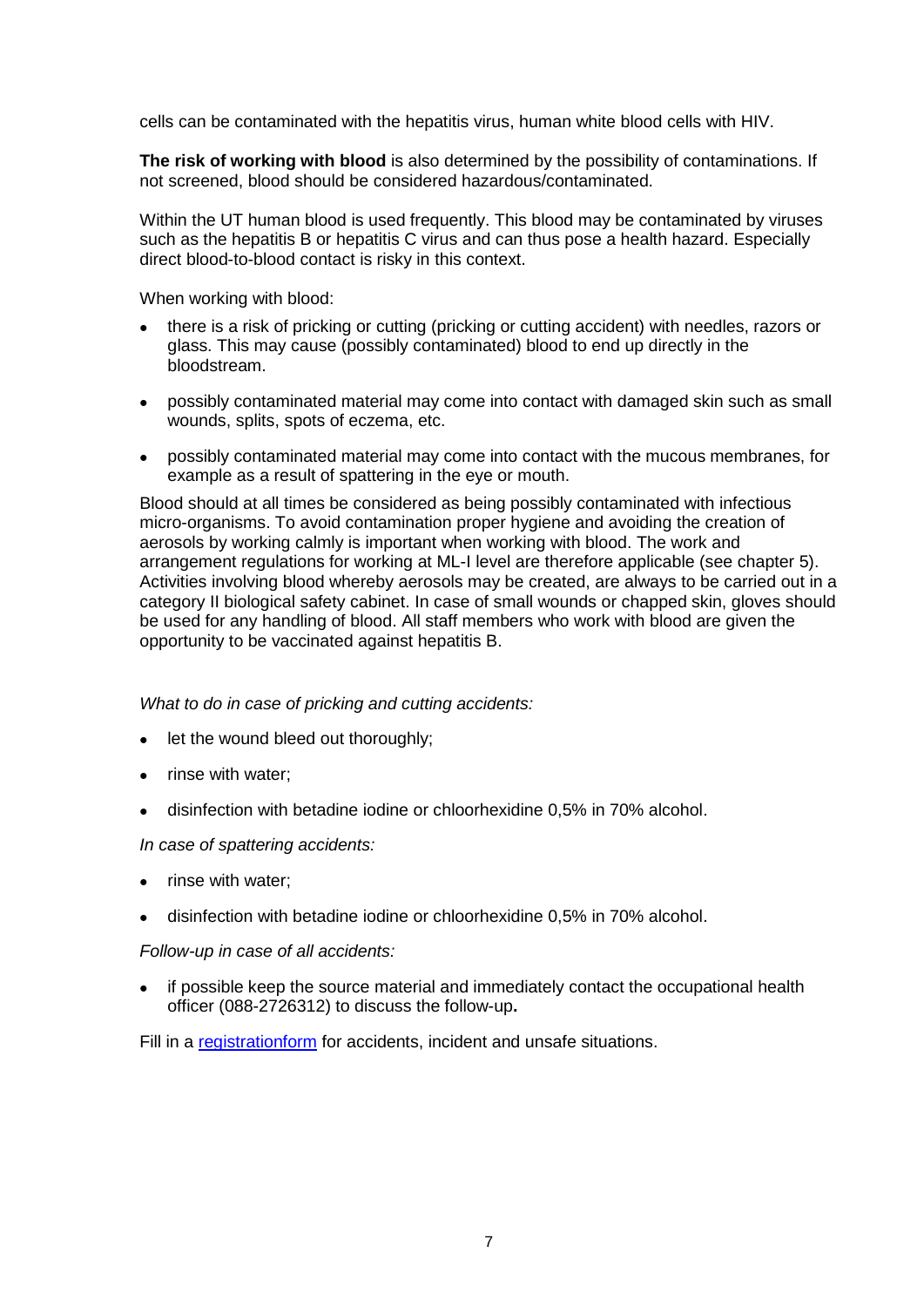cells can be contaminated with the hepatitis virus, human white blood cells with HIV.

**The risk of working with blood** is also determined by the possibility of contaminations. If not screened, blood should be considered hazardous/contaminated.

Within the UT human blood is used frequently. This blood may be contaminated by viruses such as the hepatitis B or hepatitis C virus and can thus pose a health hazard. Especially direct blood-to-blood contact is risky in this context.

When working with blood:

- there is a risk of pricking or cutting (pricking or cutting accident) with needles, razors or glass. This may cause (possibly contaminated) blood to end up directly in the bloodstream.
- possibly contaminated material may come into contact with damaged skin such as small wounds, splits, spots of eczema, etc.
- possibly contaminated material may come into contact with the mucous membranes, for example as a result of spattering in the eye or mouth.

Blood should at all times be considered as being possibly contaminated with infectious micro-organisms. To avoid contamination proper hygiene and avoiding the creation of aerosols by working calmly is important when working with blood. The work and arrangement regulations for working at ML-I level are therefore applicable (see chapter 5). Activities involving blood whereby aerosols may be created, are always to be carried out in a category II biological safety cabinet. In case of small wounds or chapped skin, gloves should be used for any handling of blood. All staff members who work with blood are given the opportunity to be vaccinated against hepatitis B.

*What to do in case of pricking and cutting accidents:*

- let the wound bleed out thoroughly;
- rinse with water;
- disinfection with betadine iodine or chloorhexidine 0,5% in 70% alcohol.

*In case of spattering accidents:*

- rinse with water;
- disinfection with betadine iodine or chloorhexidine 0,5% in 70% alcohol.

*Follow-up in case of all accidents:*

- if possible keep the source material and immediately contact the occupational health officer (088-2726312) to discuss the follow-up**.**

Fill in a registrationform for accidents, incident and unsafe situations.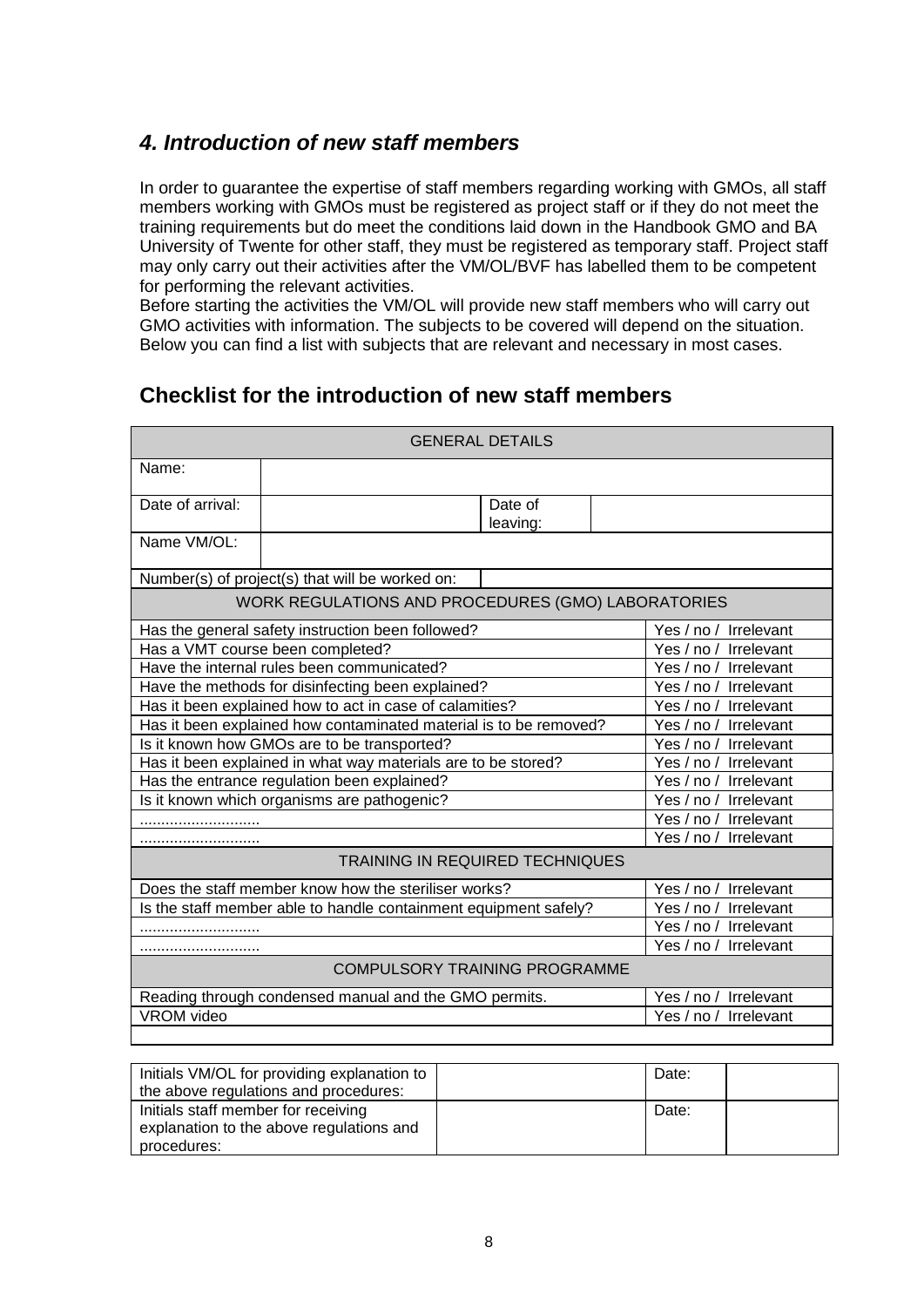## *4. Introduction of new staff members*

In order to guarantee the expertise of staff members regarding working with GMOs, all staff members working with GMOs must be registered as project staff or if they do not meet the training requirements but do meet the conditions laid down in the Handbook GMO and BA University of Twente for other staff, they must be registered as temporary staff. Project staff may only carry out their activities after the VM/OL/BVF has labelled them to be competent for performing the relevant activities.
Before starting the activities the VM/OL will provide new staff members who will carry out GMO activities with information. The subjects to be covered will depend on the situation. Below you can find a list with subjects that are relevant and necessary in most cases.

## Checklist for the introduction of new staff members

| GENERAL DETAILS | | | |
|---|---|---|---|
| Name: | | | |
| Date of arrival: | | Date of leaving: | |
| Name VM/OL: | | | |
| Number(s) of project(s) that will be worked on: | | | |

| WORK REGULATIONS AND PROCEDURES (GMO) LABORATORIES | |
|---|---|
| Has the general safety instruction been followed? | Yes / no / Irrelevant |
| Has a VMT course been completed? | Yes / no / Irrelevant |
| Have the internal rules been communicated? | Yes / no / Irrelevant |
| Have the methods for disinfecting been explained? | Yes / no / Irrelevant |
| Has it been explained how to act in case of calamities? | Yes / no / Irrelevant |
| Has it been explained how contaminated material is to be removed? | Yes / no / Irrelevant |
| Is it known how GMOs are to be transported? | Yes / no / Irrelevant |
| Has it been explained in what way materials are to be stored? | Yes / no / Irrelevant |
| Has the entrance regulation been explained? | Yes / no / Irrelevant |
| Is it known which organisms are pathogenic? | Yes / no / Irrelevant |
| ............................ | Yes / no / Irrelevant |
| ............................ | Yes / no / Irrelevant |
| **TRAINING IN REQUIRED TECHNIQUES** | |
| Does the staff member know how the steriliser works? | Yes / no / Irrelevant |
| Is the staff member able to handle containment equipment safely? | Yes / no / Irrelevant |
| ............................ | Yes / no / Irrelevant |
| ............................ | Yes / no / Irrelevant |
| **COMPULSORY TRAINING PROGRAMME** | |
| Reading through condensed manual and the GMO permits. | Yes / no / Irrelevant |
| VROM video | Yes / no / Irrelevant |
| | |

| Initials VM/OL for providing explanation to the above regulations and procedures: | | Date: | |
|---|---|---|---|
| Initials staff member for receiving explanation to the above regulations and procedures: | | Date: | |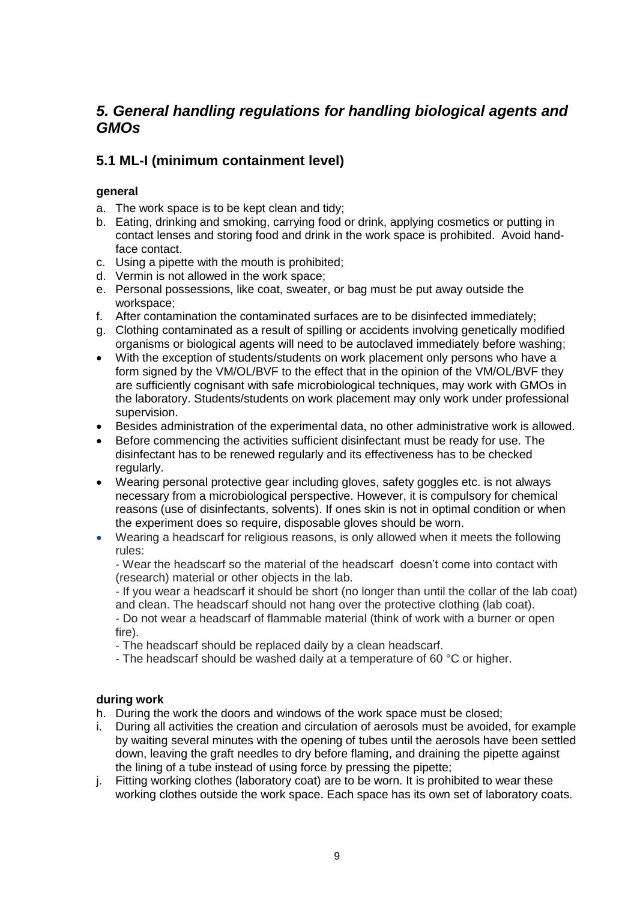## *5. General handling regulations for handling biological agents and GMOs*

### 5.1 ML-I (minimum containment level)

**general**

a. The work space is to be kept clean and tidy;
b. Eating, drinking and smoking, carrying food or drink, applying cosmetics or putting in contact lenses and storing food and drink in the work space is prohibited. Avoid hand-face contact.
c. Using a pipette with the mouth is prohibited;
d. Vermin is not allowed in the work space;
e. Personal possessions, like coat, sweater, or bag must be put away outside the workspace;
f. After contamination the contaminated surfaces are to be disinfected immediately;
g. Clothing contaminated as a result of spilling or accidents involving genetically modified organisms or biological agents will need to be autoclaved immediately before washing;

- With the exception of students/students on work placement only persons who have a form signed by the VM/OL/BVF to the effect that in the opinion of the VM/OL/BVF they are sufficiently cognisant with safe microbiological techniques, may work with GMOs in the laboratory. Students/students on work placement may only work under professional supervision.
- Besides administration of the experimental data, no other administrative work is allowed.
- Before commencing the activities sufficient disinfectant must be ready for use. The disinfectant has to be renewed regularly and its effectiveness has to be checked regularly.
- Wearing personal protective gear including gloves, safety goggles etc. is not always necessary from a microbiological perspective. However, it is compulsory for chemical reasons (use of disinfectants, solvents). If ones skin is not in optimal condition or when the experiment does so require, disposable gloves should be worn.
- Wearing a headscarf for religious reasons, is only allowed when it meets the following rules:
  - Wear the headscarf so the material of the headscarf doesn't come into contact with (research) material or other objects in the lab.
  - If you wear a headscarf it should be short (no longer than until the collar of the lab coat) and clean. The headscarf should not hang over the protective clothing (lab coat).
  - Do not wear a headscarf of flammable material (think of work with a burner or open fire).
  - The headscarf should be replaced daily by a clean headscarf.
  - The headscarf should be washed daily at a temperature of 60 °C or higher.

**during work**

h. During the work the doors and windows of the work space must be closed;
i. During all activities the creation and circulation of aerosols must be avoided, for example by waiting several minutes with the opening of tubes until the aerosols have been settled down, leaving the graft needles to dry before flaming, and draining the pipette against the lining of a tube instead of using force by pressing the pipette;
j. Fitting working clothes (laboratory coat) are to be worn. It is prohibited to wear these working clothes outside the work space. Each space has its own set of laboratory coats.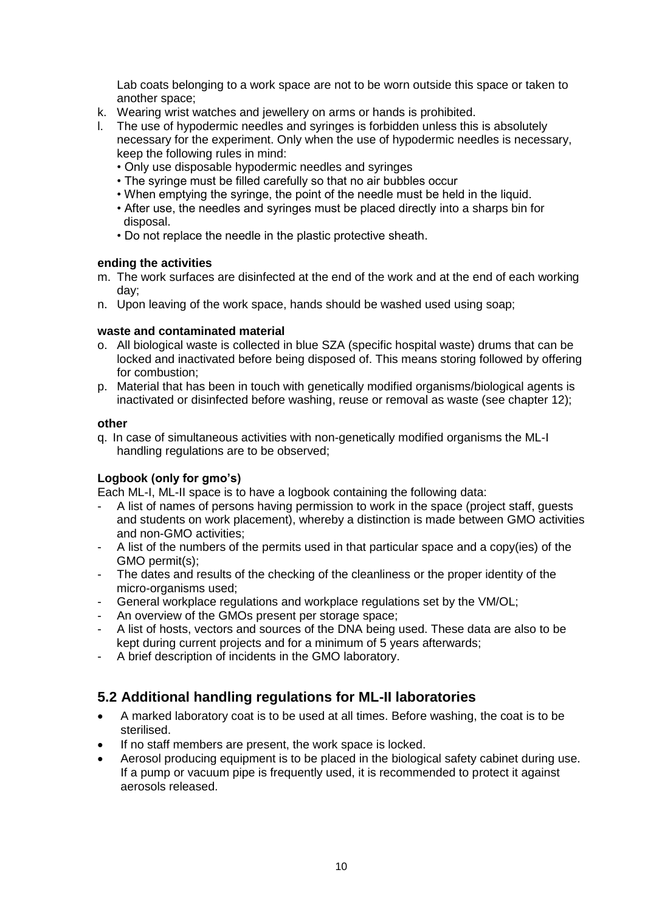Lab coats belonging to a work space are not to be worn outside this space or taken to another space;

k. Wearing wrist watches and jewellery on arms or hands is prohibited.
l. The use of hypodermic needles and syringes is forbidden unless this is absolutely necessary for the experiment. Only when the use of hypodermic needles is necessary, keep the following rules in mind:
   - Only use disposable hypodermic needles and syringes
   - The syringe must be filled carefully so that no air bubbles occur
   - When emptying the syringe, the point of the needle must be held in the liquid.
   - After use, the needles and syringes must be placed directly into a sharps bin for disposal.
   - Do not replace the needle in the plastic protective sheath.

**ending the activities**

m. The work surfaces are disinfected at the end of the work and at the end of each working day;
n. Upon leaving of the work space, hands should be washed used using soap;

**waste and contaminated material**

o. All biological waste is collected in blue SZA (specific hospital waste) drums that can be locked and inactivated before being disposed of. This means storing followed by offering for combustion;
p. Material that has been in touch with genetically modified organisms/biological agents is inactivated or disinfected before washing, reuse or removal as waste (see chapter 12);

**other**

q. In case of simultaneous activities with non-genetically modified organisms the ML-I handling regulations are to be observed;

**Logbook (only for gmo's)**

Each ML-I, ML-II space is to have a logbook containing the following data:

- A list of names of persons having permission to work in the space (project staff, guests and students on work placement), whereby a distinction is made between GMO activities and non-GMO activities;
- A list of the numbers of the permits used in that particular space and a copy(ies) of the GMO permit(s);
- The dates and results of the checking of the cleanliness or the proper identity of the micro-organisms used;
- General workplace regulations and workplace regulations set by the VM/OL;
- An overview of the GMOs present per storage space;
- A list of hosts, vectors and sources of the DNA being used. These data are also to be kept during current projects and for a minimum of 5 years afterwards;
- A brief description of incidents in the GMO laboratory.

## 5.2 Additional handling regulations for ML-II laboratories

- A marked laboratory coat is to be used at all times. Before washing, the coat is to be sterilised.
- If no staff members are present, the work space is locked.
- Aerosol producing equipment is to be placed in the biological safety cabinet during use. If a pump or vacuum pipe is frequently used, it is recommended to protect it against aerosols released.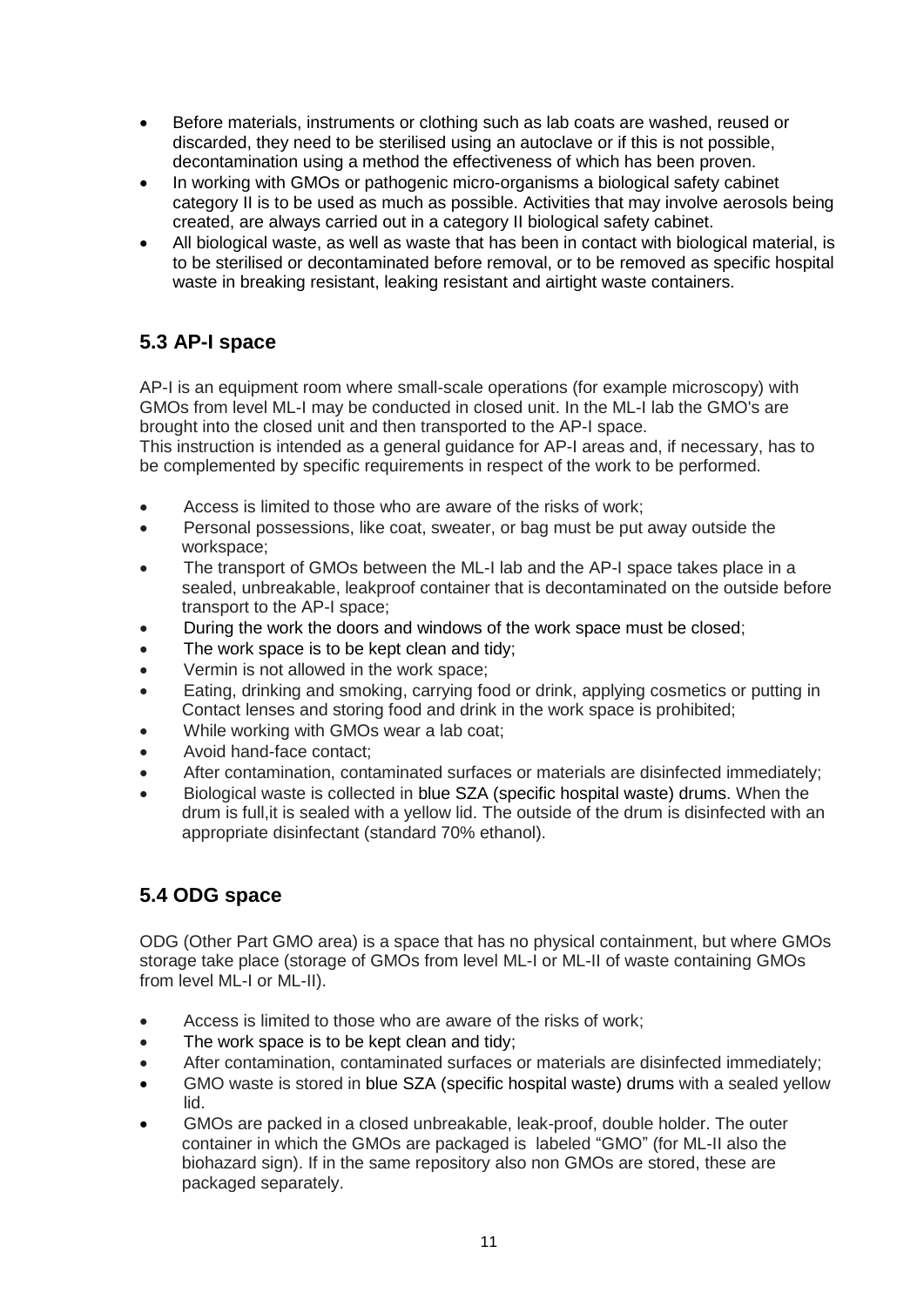- Before materials, instruments or clothing such as lab coats are washed, reused or discarded, they need to be sterilised using an autoclave or if this is not possible, decontamination using a method the effectiveness of which has been proven.
- In working with GMOs or pathogenic micro-organisms a biological safety cabinet category II is to be used as much as possible. Activities that may involve aerosols being created, are always carried out in a category II biological safety cabinet.
- All biological waste, as well as waste that has been in contact with biological material, is to be sterilised or decontaminated before removal, or to be removed as specific hospital waste in breaking resistant, leaking resistant and airtight waste containers.

## 5.3 AP-I space

AP-I is an equipment room where small-scale operations (for example microscopy) with GMOs from level ML-I may be conducted in closed unit. In the ML-I lab the GMO's are brought into the closed unit and then transported to the AP-I space.
This instruction is intended as a general guidance for AP-I areas and, if necessary, has to be complemented by specific requirements in respect of the work to be performed.

- Access is limited to those who are aware of the risks of work;
- Personal possessions, like coat, sweater, or bag must be put away outside the workspace;
- The transport of GMOs between the ML-I lab and the AP-I space takes place in a sealed, unbreakable, leakproof container that is decontaminated on the outside before transport to the AP-I space;
- During the work the doors and windows of the work space must be closed;
- The work space is to be kept clean and tidy;
- Vermin is not allowed in the work space;
- Eating, drinking and smoking, carrying food or drink, applying cosmetics or putting in Contact lenses and storing food and drink in the work space is prohibited;
- While working with GMOs wear a lab coat;
- Avoid hand-face contact;
- After contamination, contaminated surfaces or materials are disinfected immediately;
- Biological waste is collected in blue SZA (specific hospital waste) drums. When the drum is full,it is sealed with a yellow lid. The outside of the drum is disinfected with an appropriate disinfectant (standard 70% ethanol).

## 5.4 ODG space

ODG (Other Part GMO area) is a space that has no physical containment, but where GMOs storage take place (storage of GMOs from level ML-I or ML-II of waste containing GMOs from level ML-I or ML-II).

- Access is limited to those who are aware of the risks of work;
- The work space is to be kept clean and tidy;
- After contamination, contaminated surfaces or materials are disinfected immediately;
- GMO waste is stored in blue SZA (specific hospital waste) drums with a sealed yellow lid.
- GMOs are packed in a closed unbreakable, leak-proof, double holder. The outer container in which the GMOs are packaged is labeled "GMO" (for ML-II also the biohazard sign). If in the same repository also non GMOs are stored, these are packaged separately.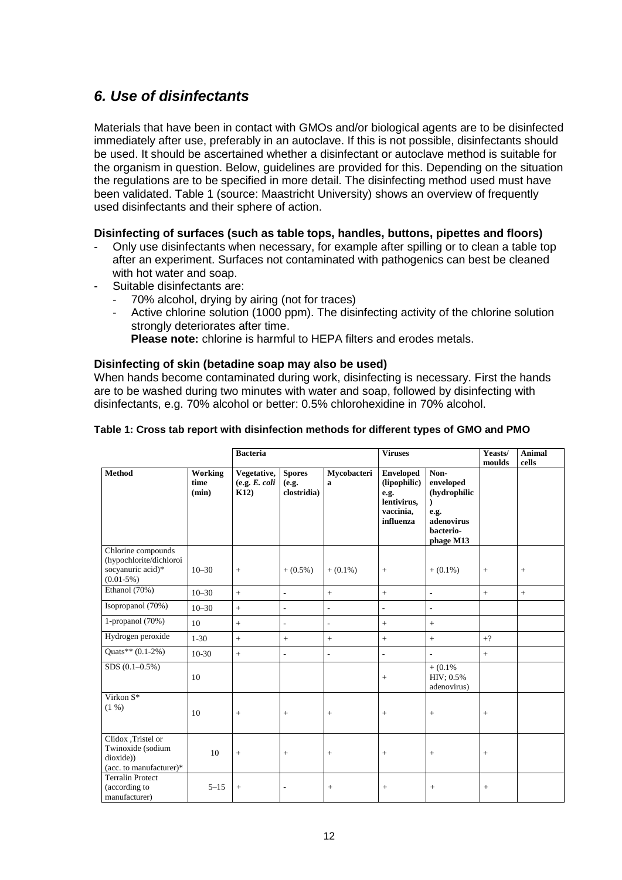## *6. Use of disinfectants*

Materials that have been in contact with GMOs and/or biological agents are to be disinfected immediately after use, preferably in an autoclave. If this is not possible, disinfectants should be used. It should be ascertained whether a disinfectant or autoclave method is suitable for the organism in question. Below, guidelines are provided for this. Depending on the situation the regulations are to be specified in more detail. The disinfecting method used must have been validated. Table 1 (source: Maastricht University) shows an overview of frequently used disinfectants and their sphere of action.

### Disinfecting of surfaces (such as table tops, handles, buttons, pipettes and floors)

- Only use disinfectants when necessary, for example after spilling or to clean a table top after an experiment. Surfaces not contaminated with pathogenics can best be cleaned with hot water and soap.
- Suitable disinfectants are:
  - 70% alcohol, drying by airing (not for traces)
  - Active chlorine solution (1000 ppm). The disinfecting activity of the chlorine solution strongly deteriorates after time.
    **Please note:** chlorine is harmful to HEPA filters and erodes metals.

### Disinfecting of skin (betadine soap may also be used)

When hands become contaminated during work, disinfecting is necessary. First the hands are to be washed during two minutes with water and soap, followed by disinfecting with disinfectants, e.g. 70% alcohol or better: 0.5% chlorohexidine in 70% alcohol.

**Table 1: Cross tab report with disinfection methods for different types of GMO and PMO**

| | | **Bacteria** | | | **Viruses** | | **Yeasts/ moulds** | **Animal cells** |
|---|---|---|---|---|---|---|---|---|
| **Method** | **Working time (min)** | **Vegetative, (e.g. *E. coli* K12)** | **Spores (e.g. clostridia)** | **Mycobacteria** | **Enveloped (lipophilic) e.g. lentivirus, vaccinia, influenza** | **Non-enveloped (hydrophilic) e.g. adenovirus bacterio-phage M13** | | |
| Chlorine compounds (hypochlorite/dichloroisocyanuric acid)* (0.01-5%) | 10–30 | + | + (0.5%) | + (0.1%) | + | + (0.1%) | + | + |
| Ethanol (70%) | 10–30 | + | - | + | + | - | + | + |
| Isopropanol (70%) | 10–30 | + | - | - | - | - | | |
| 1-propanol (70%) | 10 | + | - | - | + | + | | |
| Hydrogen peroxide | 1-30 | + | + | + | + | + | +? | |
| Quats** (0.1-2%) | 10-30 | + | - | - | - | - | + | |
| SDS (0.1–0.5%) | 10 | | | | + | + (0.1% HIV; 0.5% adenovirus) | | |
| Virkon S* (1 %) | 10 | + | + | + | + | + | + | |
| Clidox ,Tristel or Twinoxide (sodium dioxide)) (acc. to manufacturer)* | 10 | + | + | + | + | + | + | |
| Terralin Protect (according to manufacturer) | 5–15 | + | - | + | + | + | + | |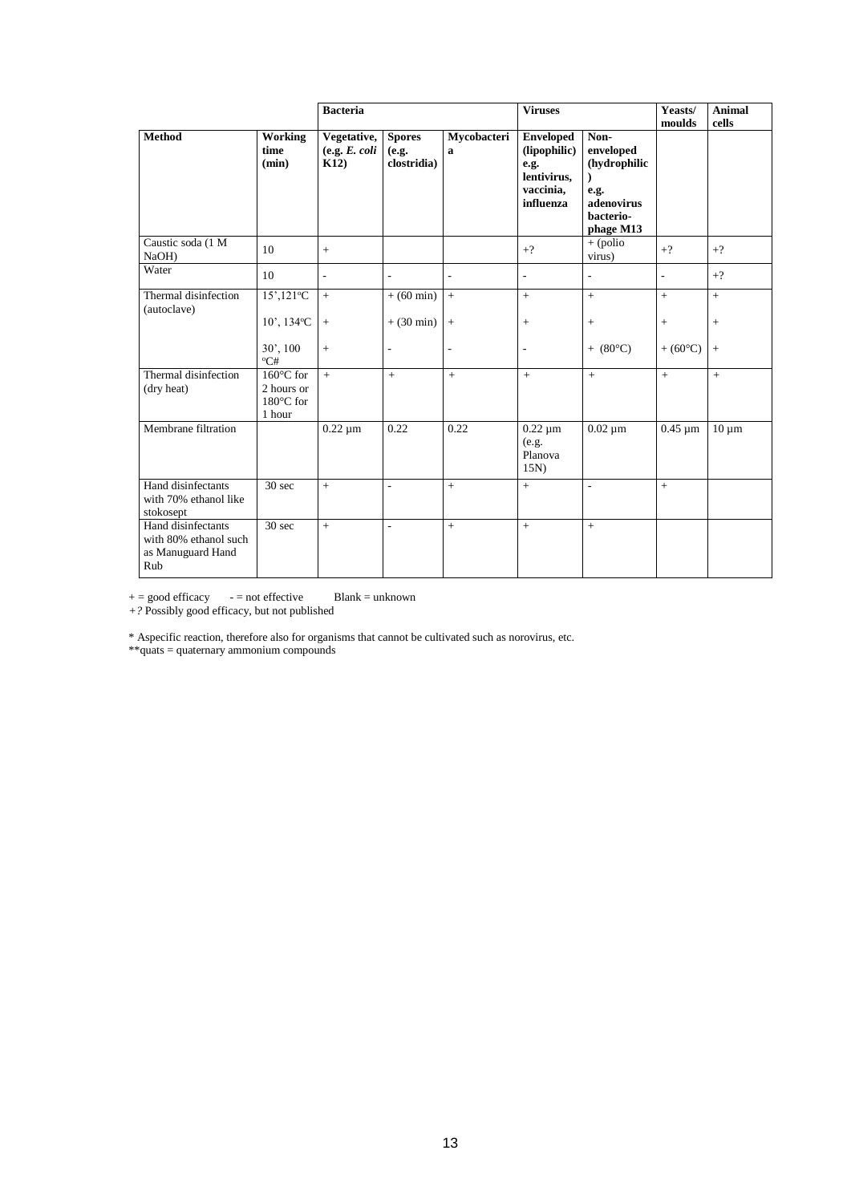| | | Bacteria | | | Viruses | | Yeasts/ moulds | Animal cells |
|---|---|---|---|---|---|---|---|---|
| **Method** | **Working time (min)** | **Vegetative, (e.g. *E. coli* K12)** | **Spores (e.g. clostridia)** | **Mycobacteria** | **Enveloped (lipophilic) e.g. lentivirus, vaccinia, influenza** | **Non-enveloped (hydrophilic) e.g. adenovirus bacterio-phage M13** | | |
| Caustic soda (1 M NaOH) | 10 | + | | | +? | + (polio virus) | +? | +? |
| Water | 10 | - | - | - | - | - | - | +? |
| Thermal disinfection (autoclave) | 15',121ºC | + | + (60 min) | + | + | + | + | + |
| | 10', 134ºC | + | + (30 min) | + | + | + | + | + |
| | 30', 100 ºC# | + | - | - | - | + (80°C) | + (60°C) | + |
| Thermal disinfection (dry heat) | 160°C for 2 hours or 180°C for 1 hour | + | + | + | + | + | + | + |
| Membrane filtration | | 0.22 µm | 0.22 | 0.22 | 0.22 µm (e.g. Planova 15N) | 0.02 µm | 0.45 µm | 10 µm |
| Hand disinfectants with 70% ethanol like stokosept | 30 sec | + | - | + | + | - | + | |
| Hand disinfectants with 80% ethanol such as Manuguard Hand Rub | 30 sec | + | - | + | + | + | | |

+ = good efficacy    - = not effective    Blank = unknown
*+?* Possibly good efficacy, but not published

* Aspecific reaction, therefore also for organisms that cannot be cultivated such as norovirus, etc.
**quats = quaternary ammonium compounds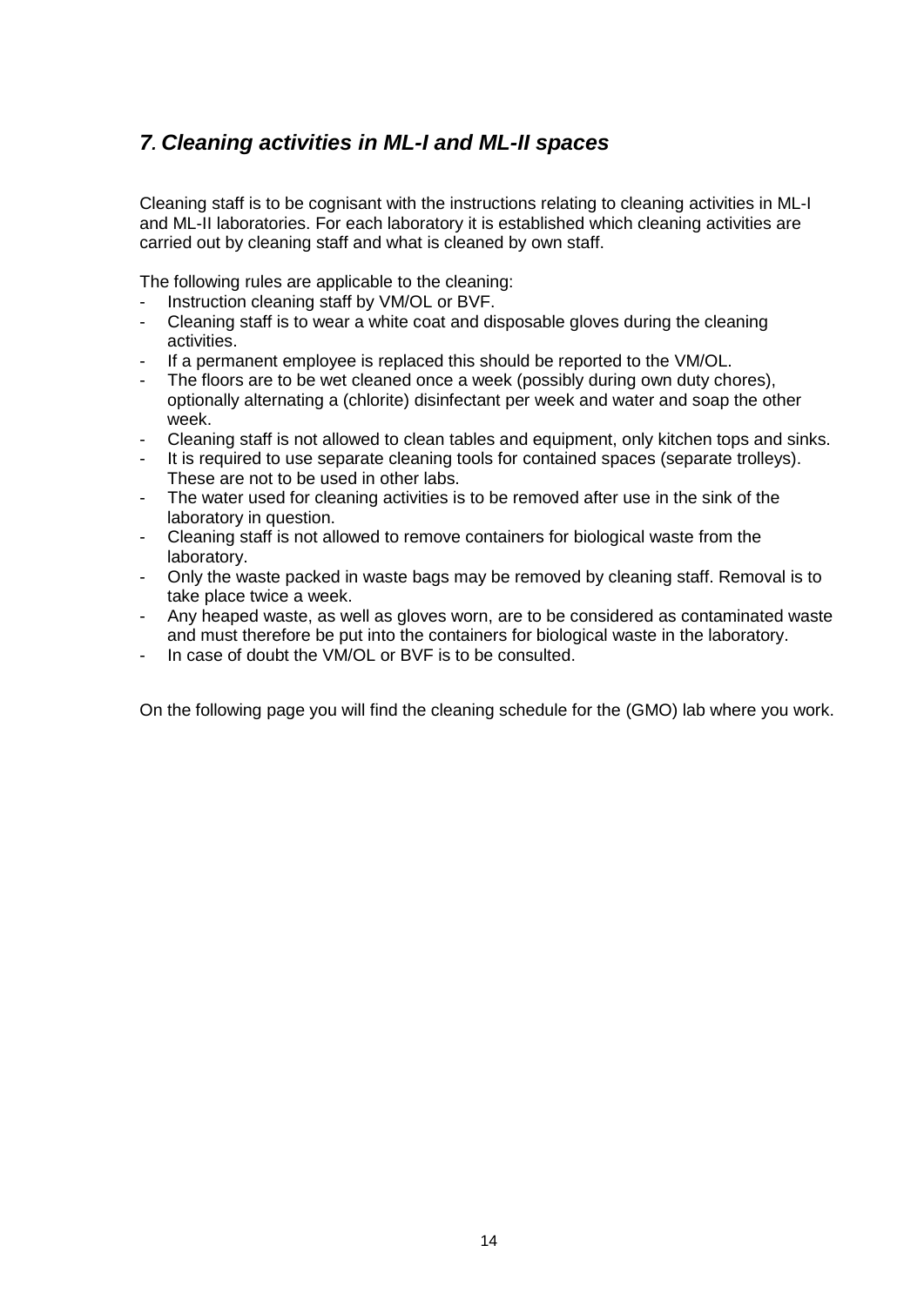## *7. Cleaning activities in ML-I and ML-II spaces*

Cleaning staff is to be cognisant with the instructions relating to cleaning activities in ML-I and ML-II laboratories. For each laboratory it is established which cleaning activities are carried out by cleaning staff and what is cleaned by own staff.

The following rules are applicable to the cleaning:

- Instruction cleaning staff by VM/OL or BVF.
- Cleaning staff is to wear a white coat and disposable gloves during the cleaning activities.
- If a permanent employee is replaced this should be reported to the VM/OL.
- The floors are to be wet cleaned once a week (possibly during own duty chores), optionally alternating a (chlorite) disinfectant per week and water and soap the other week.
- Cleaning staff is not allowed to clean tables and equipment, only kitchen tops and sinks.
- It is required to use separate cleaning tools for contained spaces (separate trolleys). These are not to be used in other labs.
- The water used for cleaning activities is to be removed after use in the sink of the laboratory in question.
- Cleaning staff is not allowed to remove containers for biological waste from the laboratory.
- Only the waste packed in waste bags may be removed by cleaning staff. Removal is to take place twice a week.
- Any heaped waste, as well as gloves worn, are to be considered as contaminated waste and must therefore be put into the containers for biological waste in the laboratory.
- In case of doubt the VM/OL or BVF is to be consulted.

On the following page you will find the cleaning schedule for the (GMO) lab where you work.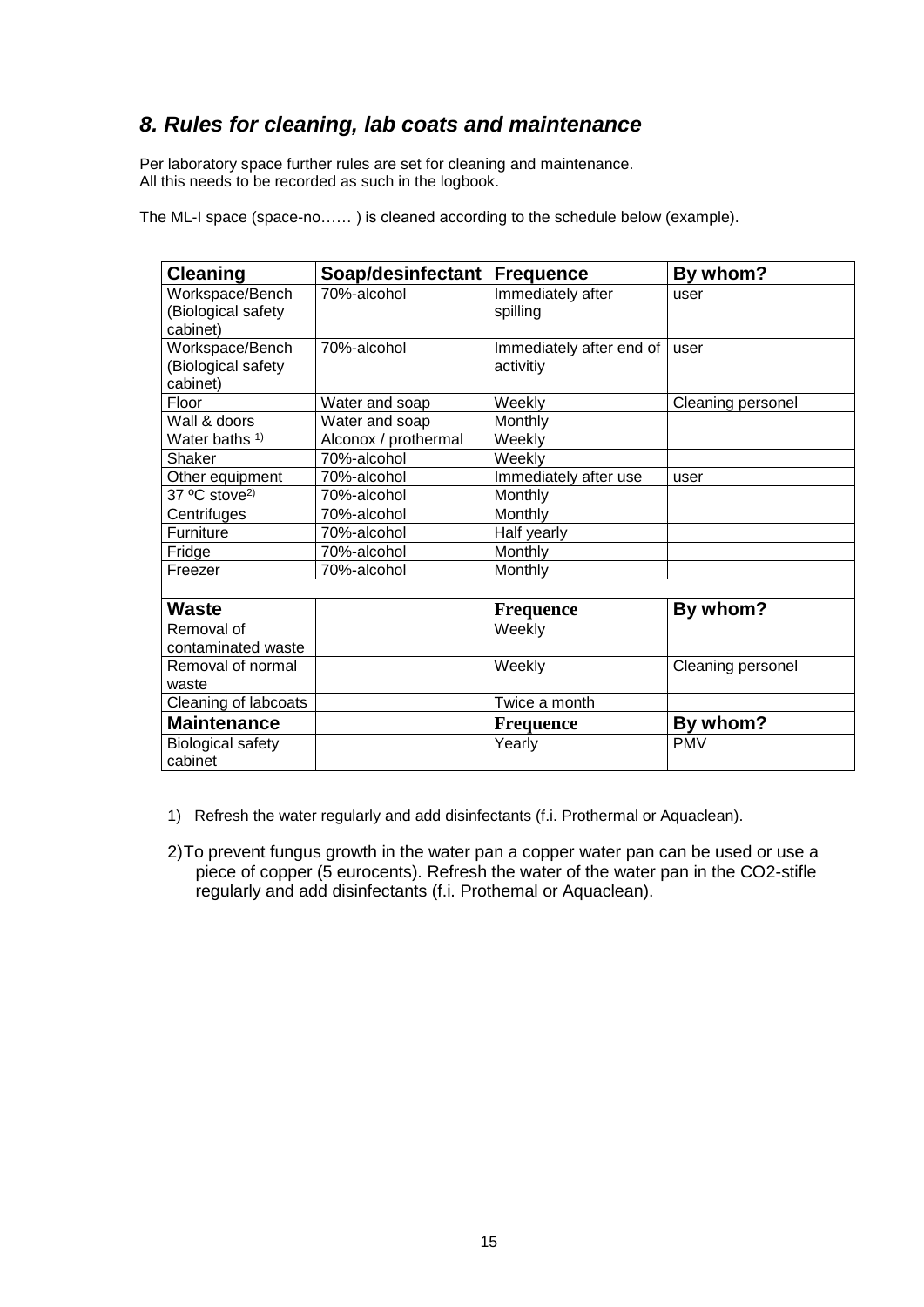## *8. Rules for cleaning, lab coats and maintenance*

Per laboratory space further rules are set for cleaning and maintenance.
All this needs to be recorded as such in the logbook.

The ML-I space (space-no…… ) is cleaned according to the schedule below (example).

| **Cleaning** | **Soap/desinfectant** | **Frequence** | **By whom?** |
|---|---|---|---|
| Workspace/Bench (Biological safety cabinet) | 70%-alcohol | Immediately after spilling | user |
| Workspace/Bench (Biological safety cabinet) | 70%-alcohol | Immediately after end of activitiy | user |
| Floor | Water and soap | Weekly | Cleaning personel |
| Wall & doors | Water and soap | Monthly | |
| Water baths [1)] | Alconox / prothermal | Weekly | |
| Shaker | 70%-alcohol | Weekly | |
| Other equipment | 70%-alcohol | Immediately after use | user |
| 37 ºC stove[2)] | 70%-alcohol | Monthly | |
| Centrifuges | 70%-alcohol | Monthly | |
| Furniture | 70%-alcohol | Half yearly | |
| Fridge | 70%-alcohol | Monthly | |
| Freezer | 70%-alcohol | Monthly | |
| | | | |
| **Waste** | | **Frequence** | **By whom?** |
| Removal of contaminated waste | | Weekly | |
| Removal of normal waste | | Weekly | Cleaning personel |
| Cleaning of labcoats | | Twice a month | |
| **Maintenance** | | **Frequence** | **By whom?** |
| Biological safety cabinet | | Yearly | PMV |

1) Refresh the water regularly and add disinfectants (f.i. Prothermal or Aquaclean).

2) To prevent fungus growth in the water pan a copper water pan can be used or use a piece of copper (5 eurocents). Refresh the water of the water pan in the CO2-stifle regularly and add disinfectants (f.i. Prothemal or Aquaclean).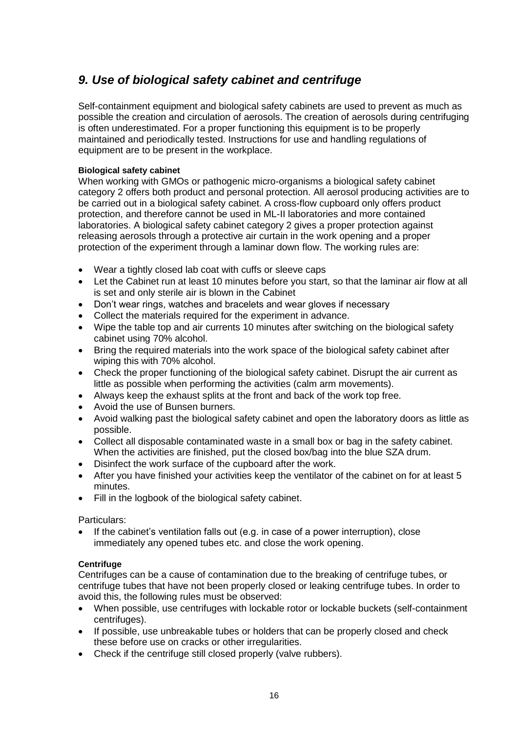## *9. Use of biological safety cabinet and centrifuge*

Self-containment equipment and biological safety cabinets are used to prevent as much as possible the creation and circulation of aerosols. The creation of aerosols during centrifuging is often underestimated. For a proper functioning this equipment is to be properly maintained and periodically tested. Instructions for use and handling regulations of equipment are to be present in the workplace.

**Biological safety cabinet**

When working with GMOs or pathogenic micro-organisms a biological safety cabinet category 2 offers both product and personal protection. All aerosol producing activities are to be carried out in a biological safety cabinet. A cross-flow cupboard only offers product protection, and therefore cannot be used in ML-II laboratories and more contained laboratories. A biological safety cabinet category 2 gives a proper protection against releasing aerosols through a protective air curtain in the work opening and a proper protection of the experiment through a laminar down flow. The working rules are:

- Wear a tightly closed lab coat with cuffs or sleeve caps
- Let the Cabinet run at least 10 minutes before you start, so that the laminar air flow at all is set and only sterile air is blown in the Cabinet
- Don't wear rings, watches and bracelets and wear gloves if necessary
- Collect the materials required for the experiment in advance.
- Wipe the table top and air currents 10 minutes after switching on the biological safety cabinet using 70% alcohol.
- Bring the required materials into the work space of the biological safety cabinet after wiping this with 70% alcohol.
- Check the proper functioning of the biological safety cabinet. Disrupt the air current as little as possible when performing the activities (calm arm movements).
- Always keep the exhaust splits at the front and back of the work top free.
- Avoid the use of Bunsen burners.
- Avoid walking past the biological safety cabinet and open the laboratory doors as little as possible.
- Collect all disposable contaminated waste in a small box or bag in the safety cabinet. When the activities are finished, put the closed box/bag into the blue SZA drum.
- Disinfect the work surface of the cupboard after the work.
- After you have finished your activities keep the ventilator of the cabinet on for at least 5 minutes.
- Fill in the logbook of the biological safety cabinet.

Particulars:

- If the cabinet's ventilation falls out (e.g. in case of a power interruption), close immediately any opened tubes etc. and close the work opening.

**Centrifuge**

Centrifuges can be a cause of contamination due to the breaking of centrifuge tubes, or centrifuge tubes that have not been properly closed or leaking centrifuge tubes. In order to avoid this, the following rules must be observed:

- When possible, use centrifuges with lockable rotor or lockable buckets (self-containment centrifuges).
- If possible, use unbreakable tubes or holders that can be properly closed and check these before use on cracks or other irregularities.
- Check if the centrifuge still closed properly (valve rubbers).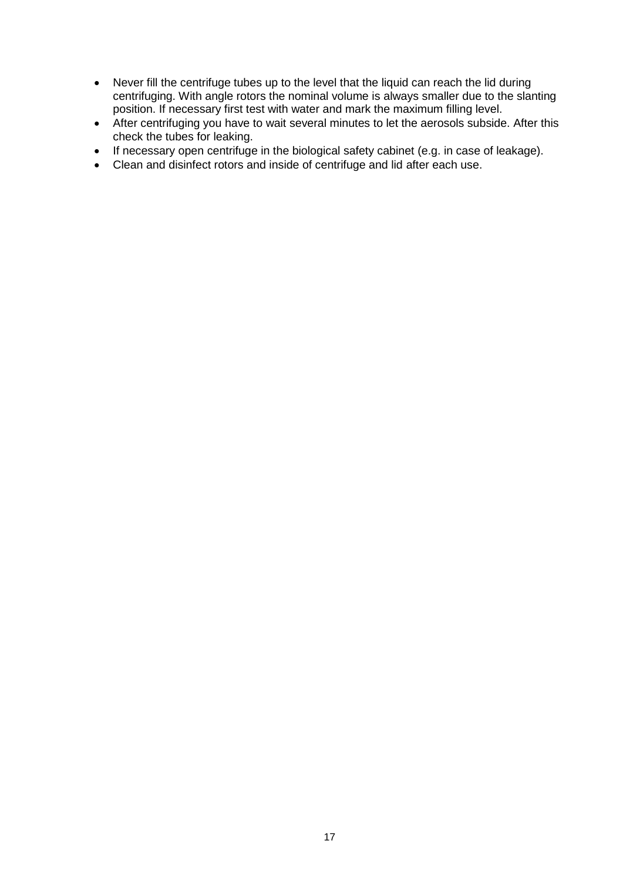- Never fill the centrifuge tubes up to the level that the liquid can reach the lid during centrifuging. With angle rotors the nominal volume is always smaller due to the slanting position. If necessary first test with water and mark the maximum filling level.
- After centrifuging you have to wait several minutes to let the aerosols subside. After this check the tubes for leaking.
- If necessary open centrifuge in the biological safety cabinet (e.g. in case of leakage).
- Clean and disinfect rotors and inside of centrifuge and lid after each use.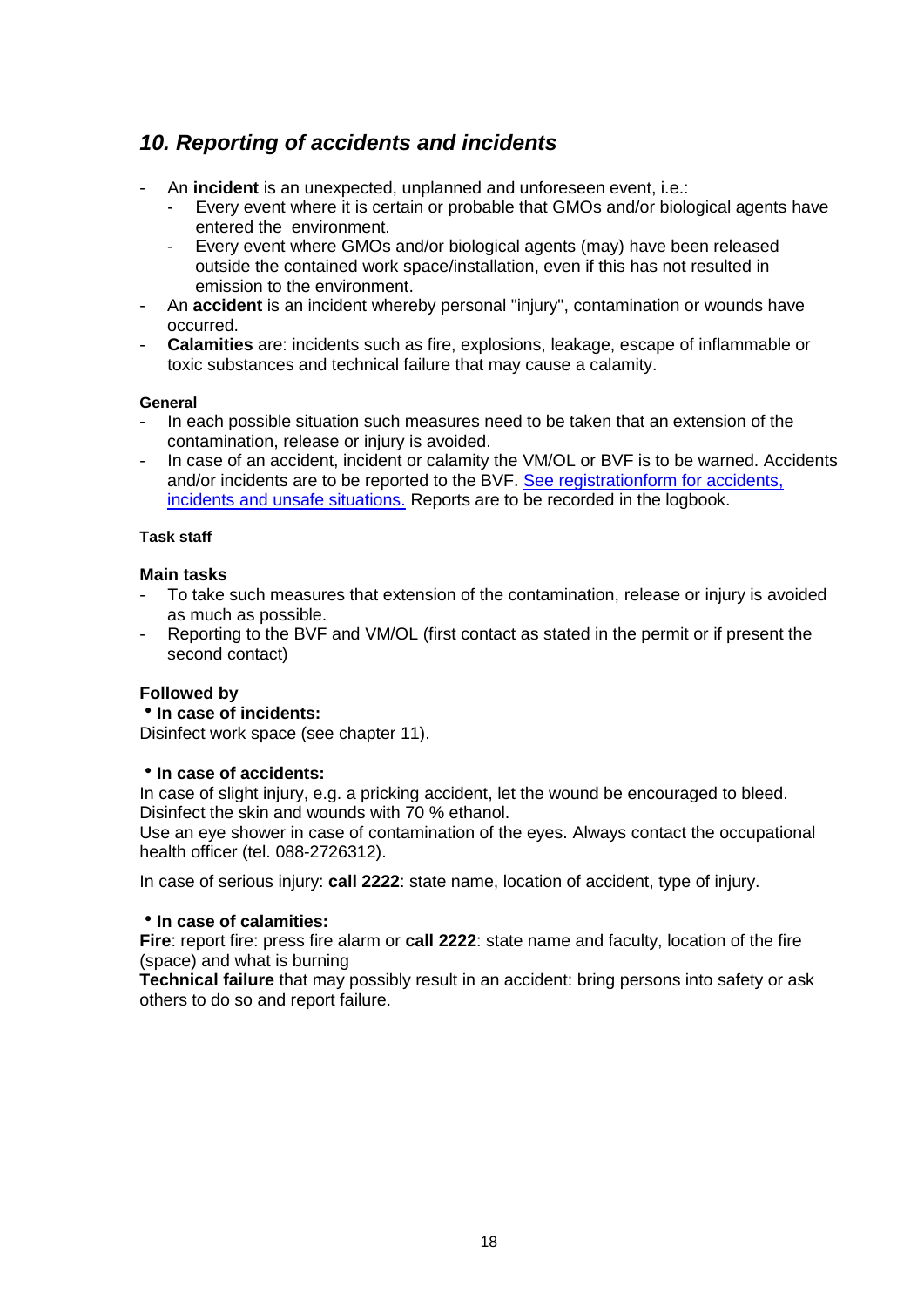## *10. Reporting of accidents and incidents*

- An **incident** is an unexpected, unplanned and unforeseen event, i.e.:
  - Every event where it is certain or probable that GMOs and/or biological agents have entered the environment.
  - Every event where GMOs and/or biological agents (may) have been released outside the contained work space/installation, even if this has not resulted in emission to the environment.
- An **accident** is an incident whereby personal "injury", contamination or wounds have occurred.
- **Calamities** are: incidents such as fire, explosions, leakage, escape of inflammable or toxic substances and technical failure that may cause a calamity.

#### General

- In each possible situation such measures need to be taken that an extension of the contamination, release or injury is avoided.
- In case of an accident, incident or calamity the VM/OL or BVF is to be warned. Accidents and/or incidents are to be reported to the BVF. See registrationform for accidents, incidents and unsafe situations. Reports are to be recorded in the logbook.

#### Task staff

**Main tasks**

- To take such measures that extension of the contamination, release or injury is avoided as much as possible.
- Reporting to the BVF and VM/OL (first contact as stated in the permit or if present the second contact)

**Followed by**

- **In case of incidents:**

Disinfect work space (see chapter 11).

- **In case of accidents:**

In case of slight injury, e.g. a pricking accident, let the wound be encouraged to bleed. Disinfect the skin and wounds with 70 % ethanol.
Use an eye shower in case of contamination of the eyes. Always contact the occupational health officer (tel. 088-2726312).

In case of serious injury: **call 2222**: state name, location of accident, type of injury.

- **In case of calamities:**

**Fire**: report fire: press fire alarm or **call 2222**: state name and faculty, location of the fire (space) and what is burning
**Technical failure** that may possibly result in an accident: bring persons into safety or ask others to do so and report failure.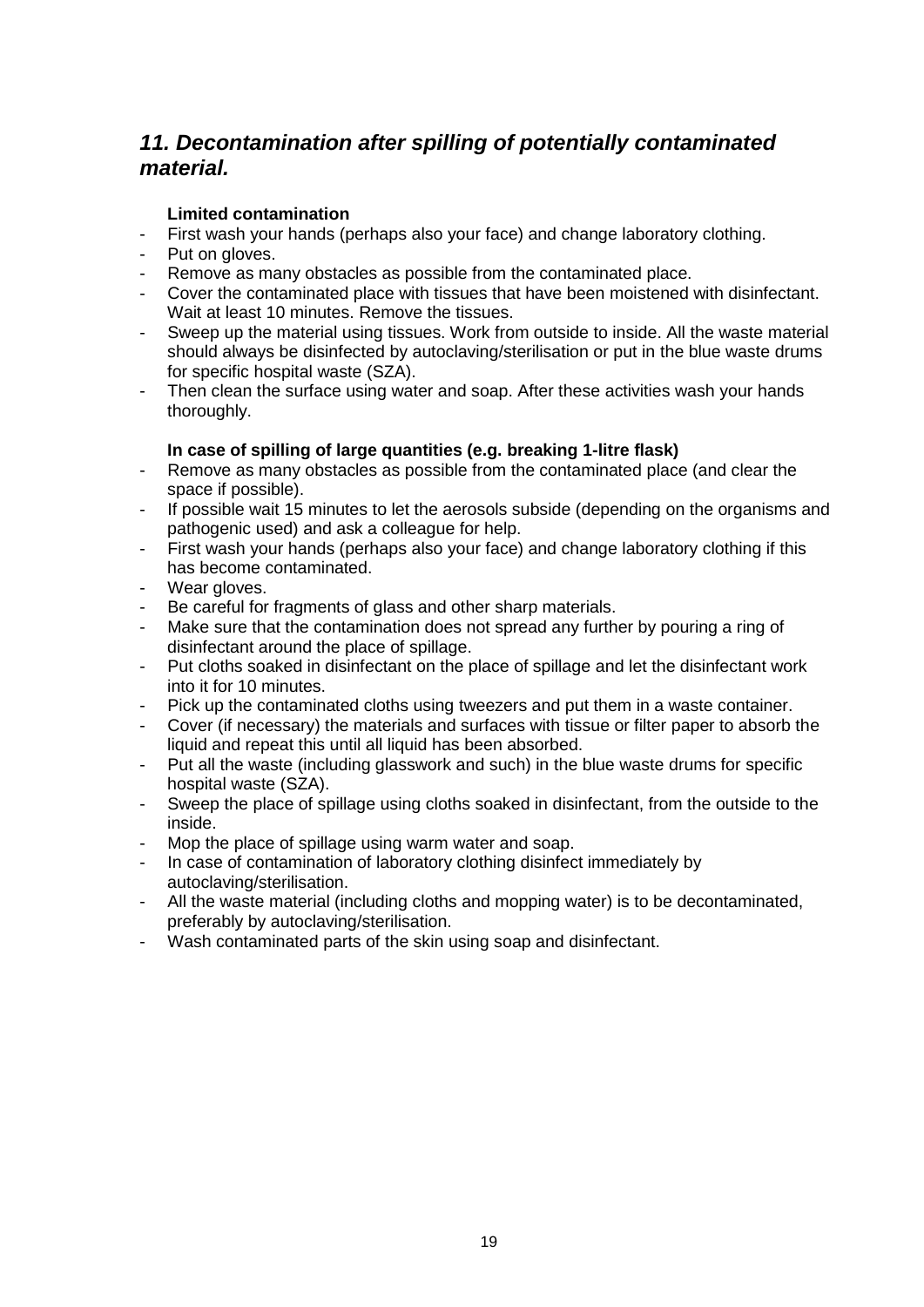## *11. Decontamination after spilling of potentially contaminated material.*

**Limited contamination**

- First wash your hands (perhaps also your face) and change laboratory clothing.
- Put on gloves.
- Remove as many obstacles as possible from the contaminated place.
- Cover the contaminated place with tissues that have been moistened with disinfectant. Wait at least 10 minutes. Remove the tissues.
- Sweep up the material using tissues. Work from outside to inside. All the waste material should always be disinfected by autoclaving/sterilisation or put in the blue waste drums for specific hospital waste (SZA).
- Then clean the surface using water and soap. After these activities wash your hands thoroughly.

**In case of spilling of large quantities (e.g. breaking 1-litre flask)**

- Remove as many obstacles as possible from the contaminated place (and clear the space if possible).
- If possible wait 15 minutes to let the aerosols subside (depending on the organisms and pathogenic used) and ask a colleague for help.
- First wash your hands (perhaps also your face) and change laboratory clothing if this has become contaminated.
- Wear gloves.
- Be careful for fragments of glass and other sharp materials.
- Make sure that the contamination does not spread any further by pouring a ring of disinfectant around the place of spillage.
- Put cloths soaked in disinfectant on the place of spillage and let the disinfectant work into it for 10 minutes.
- Pick up the contaminated cloths using tweezers and put them in a waste container.
- Cover (if necessary) the materials and surfaces with tissue or filter paper to absorb the liquid and repeat this until all liquid has been absorbed.
- Put all the waste (including glasswork and such) in the blue waste drums for specific hospital waste (SZA).
- Sweep the place of spillage using cloths soaked in disinfectant, from the outside to the inside.
- Mop the place of spillage using warm water and soap.
- In case of contamination of laboratory clothing disinfect immediately by autoclaving/sterilisation.
- All the waste material (including cloths and mopping water) is to be decontaminated, preferably by autoclaving/sterilisation.
- Wash contaminated parts of the skin using soap and disinfectant.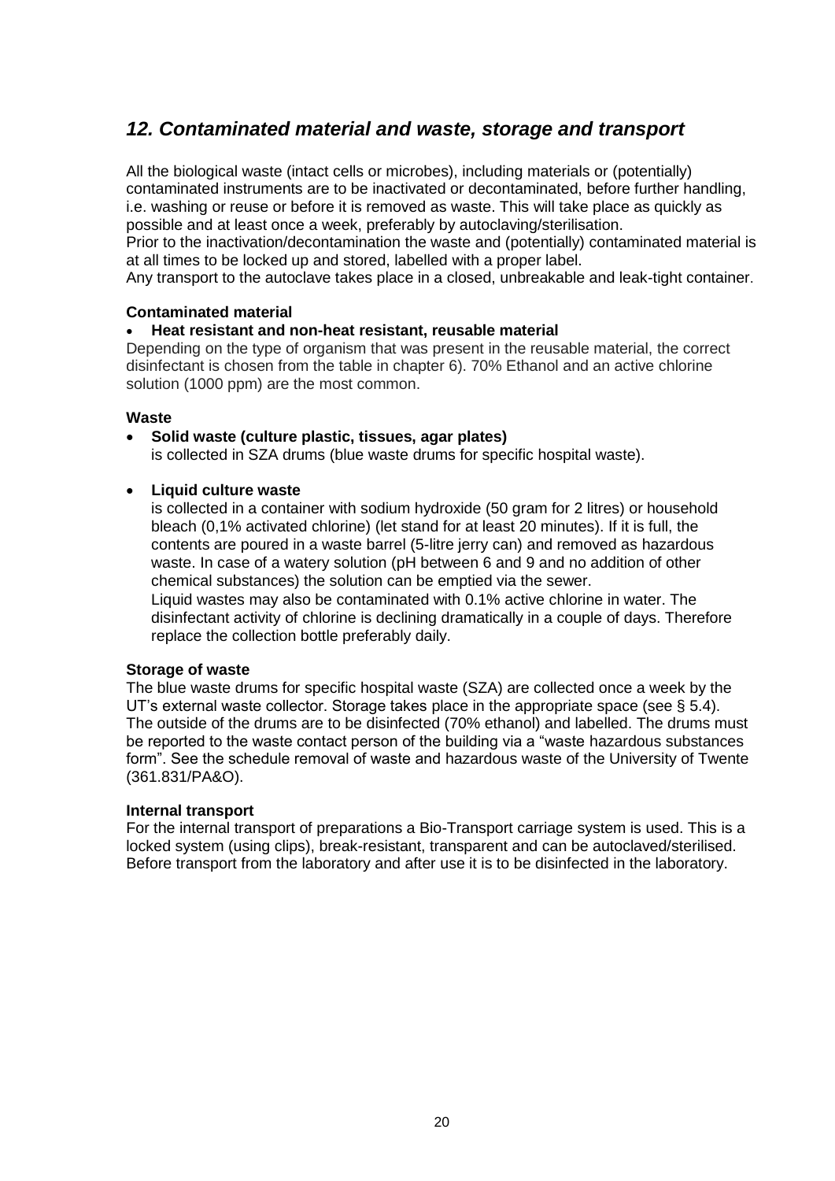## *12. Contaminated material and waste, storage and transport*

All the biological waste (intact cells or microbes), including materials or (potentially) contaminated instruments are to be inactivated or decontaminated, before further handling, i.e. washing or reuse or before it is removed as waste. This will take place as quickly as possible and at least once a week, preferably by autoclaving/sterilisation.
Prior to the inactivation/decontamination the waste and (potentially) contaminated material is at all times to be locked up and stored, labelled with a proper label.
Any transport to the autoclave takes place in a closed, unbreakable and leak-tight container.

**Contaminated material**

- **Heat resistant and non-heat resistant, reusable material**

Depending on the type of organism that was present in the reusable material, the correct disinfectant is chosen from the table in chapter 6). 70% Ethanol and an active chlorine solution (1000 ppm) are the most common.

**Waste**

- **Solid waste (culture plastic, tissues, agar plates)**
  is collected in SZA drums (blue waste drums for specific hospital waste).

- **Liquid culture waste**
  is collected in a container with sodium hydroxide (50 gram for 2 litres) or household bleach (0,1% activated chlorine) (let stand for at least 20 minutes). If it is full, the contents are poured in a waste barrel (5-litre jerry can) and removed as hazardous waste. In case of a watery solution (pH between 6 and 9 and no addition of other chemical substances) the solution can be emptied via the sewer.
  Liquid wastes may also be contaminated with 0.1% active chlorine in water. The disinfectant activity of chlorine is declining dramatically in a couple of days. Therefore replace the collection bottle preferably daily.

**Storage of waste**

The blue waste drums for specific hospital waste (SZA) are collected once a week by the UT's external waste collector. Storage takes place in the appropriate space (see § 5.4). The outside of the drums are to be disinfected (70% ethanol) and labelled. The drums must be reported to the waste contact person of the building via a "waste hazardous substances form". See the schedule removal of waste and hazardous waste of the University of Twente (361.831/PA&O).

**Internal transport**

For the internal transport of preparations a Bio-Transport carriage system is used. This is a locked system (using clips), break-resistant, transparent and can be autoclaved/sterilised. Before transport from the laboratory and after use it is to be disinfected in the laboratory.